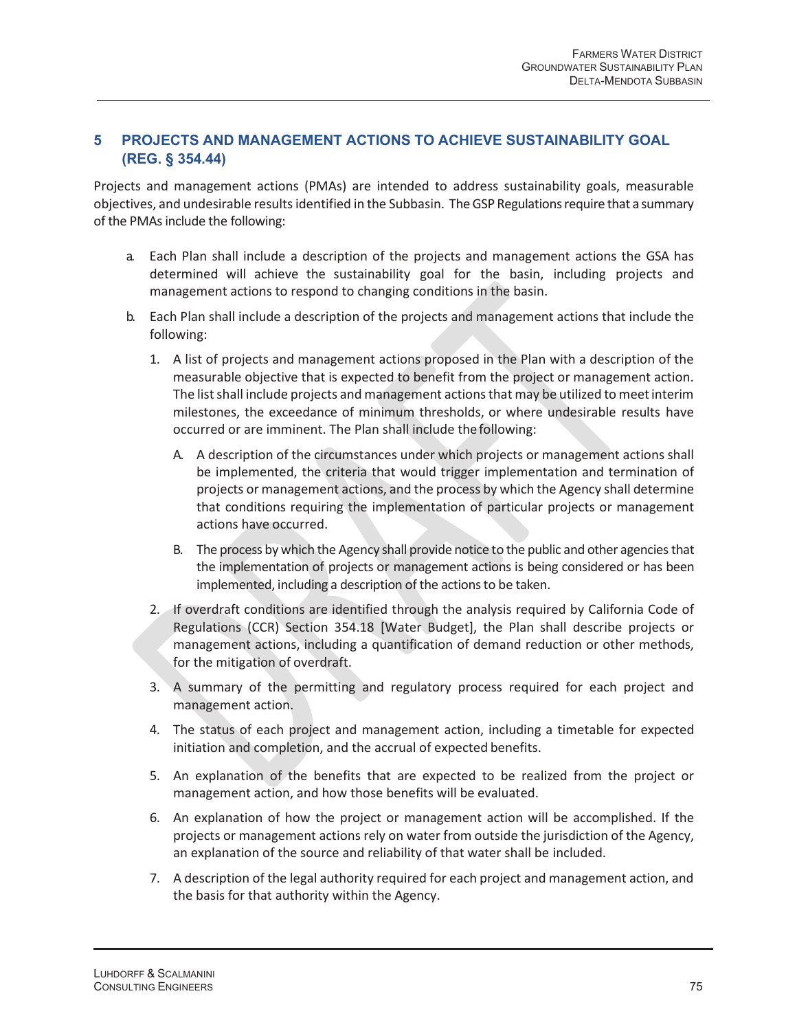# 5 PROJECTS AND MANAGEMENT ACTIONS TO ACHIEVE SUSTAINABILITY GOAL (REG. § 354.44)

Projects and management actions (PMAs) are intended to address sustainability goals, measurable objectives, and undesirable results identified in the Subbasin. The GSP Regulations require that a summary of the PMAs include the following:

a. Each Plan shall include a description of the projects and management actions the GSA has determined will achieve the sustainability goal for the basin, including projects and management actions to respond to changing conditions in the basin.

b. Each Plan shall include a description of the projects and management actions that include the following:

   1. A list of projects and management actions proposed in the Plan with a description of the measurable objective that is expected to benefit from the project or management action. The list shall include projects and management actions that may be utilized to meet interim milestones, the exceedance of minimum thresholds, or where undesirable results have occurred or are imminent. The Plan shall include the following:

      A. A description of the circumstances under which projects or management actions shall be implemented, the criteria that would trigger implementation and termination of projects or management actions, and the process by which the Agency shall determine that conditions requiring the implementation of particular projects or management actions have occurred.

      B. The process by which the Agency shall provide notice to the public and other agencies that the implementation of projects or management actions is being considered or has been implemented, including a description of the actions to be taken.

   2. If overdraft conditions are identified through the analysis required by California Code of Regulations (CCR) Section 354.18 [Water Budget], the Plan shall describe projects or management actions, including a quantification of demand reduction or other methods, for the mitigation of overdraft.

   3. A summary of the permitting and regulatory process required for each project and management action.

   4. The status of each project and management action, including a timetable for expected initiation and completion, and the accrual of expected benefits.

   5. An explanation of the benefits that are expected to be realized from the project or management action, and how those benefits will be evaluated.

   6. An explanation of how the project or management action will be accomplished. If the projects or management actions rely on water from outside the jurisdiction of the Agency, an explanation of the source and reliability of that water shall be included.

   7. A description of the legal authority required for each project and management action, and the basis for that authority within the Agency.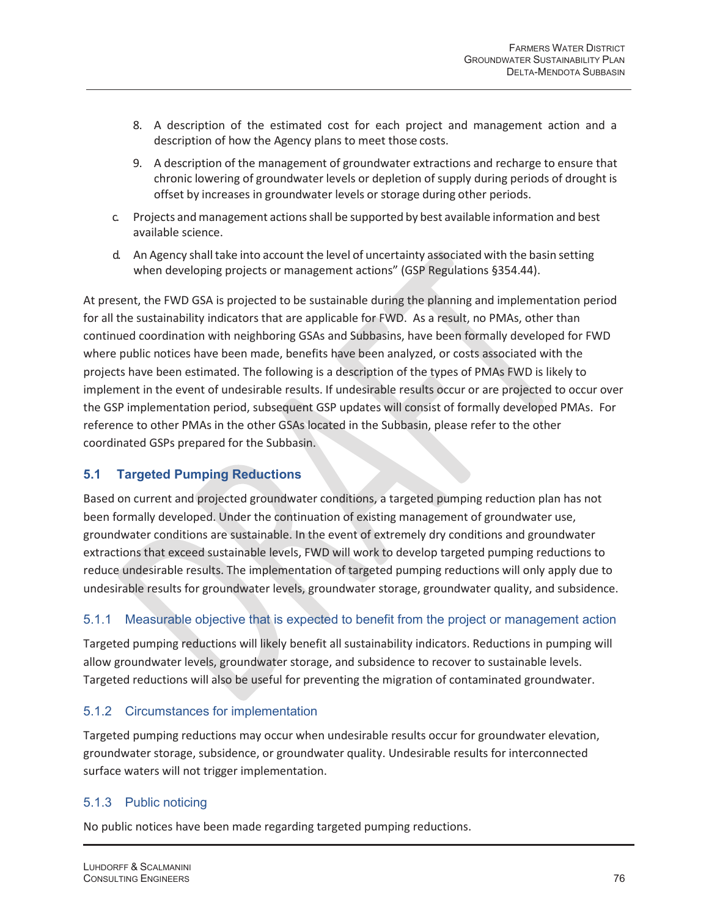8. A description of the estimated cost for each project and management action and a description of how the Agency plans to meet those costs.

9. A description of the management of groundwater extractions and recharge to ensure that chronic lowering of groundwater levels or depletion of supply during periods of drought is offset by increases in groundwater levels or storage during other periods.

c. Projects and management actions shall be supported by best available information and best available science.

d. An Agency shall take into account the level of uncertainty associated with the basin setting when developing projects or management actions" (GSP Regulations §354.44).

At present, the FWD GSA is projected to be sustainable during the planning and implementation period for all the sustainability indicators that are applicable for FWD. As a result, no PMAs, other than continued coordination with neighboring GSAs and Subbasins, have been formally developed for FWD where public notices have been made, benefits have been analyzed, or costs associated with the projects have been estimated. The following is a description of the types of PMAs FWD is likely to implement in the event of undesirable results. If undesirable results occur or are projected to occur over the GSP implementation period, subsequent GSP updates will consist of formally developed PMAs. For reference to other PMAs in the other GSAs located in the Subbasin, please refer to the other coordinated GSPs prepared for the Subbasin.

## 5.1 Targeted Pumping Reductions

Based on current and projected groundwater conditions, a targeted pumping reduction plan has not been formally developed. Under the continuation of existing management of groundwater use, groundwater conditions are sustainable. In the event of extremely dry conditions and groundwater extractions that exceed sustainable levels, FWD will work to develop targeted pumping reductions to reduce undesirable results. The implementation of targeted pumping reductions will only apply due to undesirable results for groundwater levels, groundwater storage, groundwater quality, and subsidence.

### 5.1.1 Measurable objective that is expected to benefit from the project or management action

Targeted pumping reductions will likely benefit all sustainability indicators. Reductions in pumping will allow groundwater levels, groundwater storage, and subsidence to recover to sustainable levels. Targeted reductions will also be useful for preventing the migration of contaminated groundwater.

### 5.1.2 Circumstances for implementation

Targeted pumping reductions may occur when undesirable results occur for groundwater elevation, groundwater storage, subsidence, or groundwater quality. Undesirable results for interconnected surface waters will not trigger implementation.

### 5.1.3 Public noticing

No public notices have been made regarding targeted pumping reductions.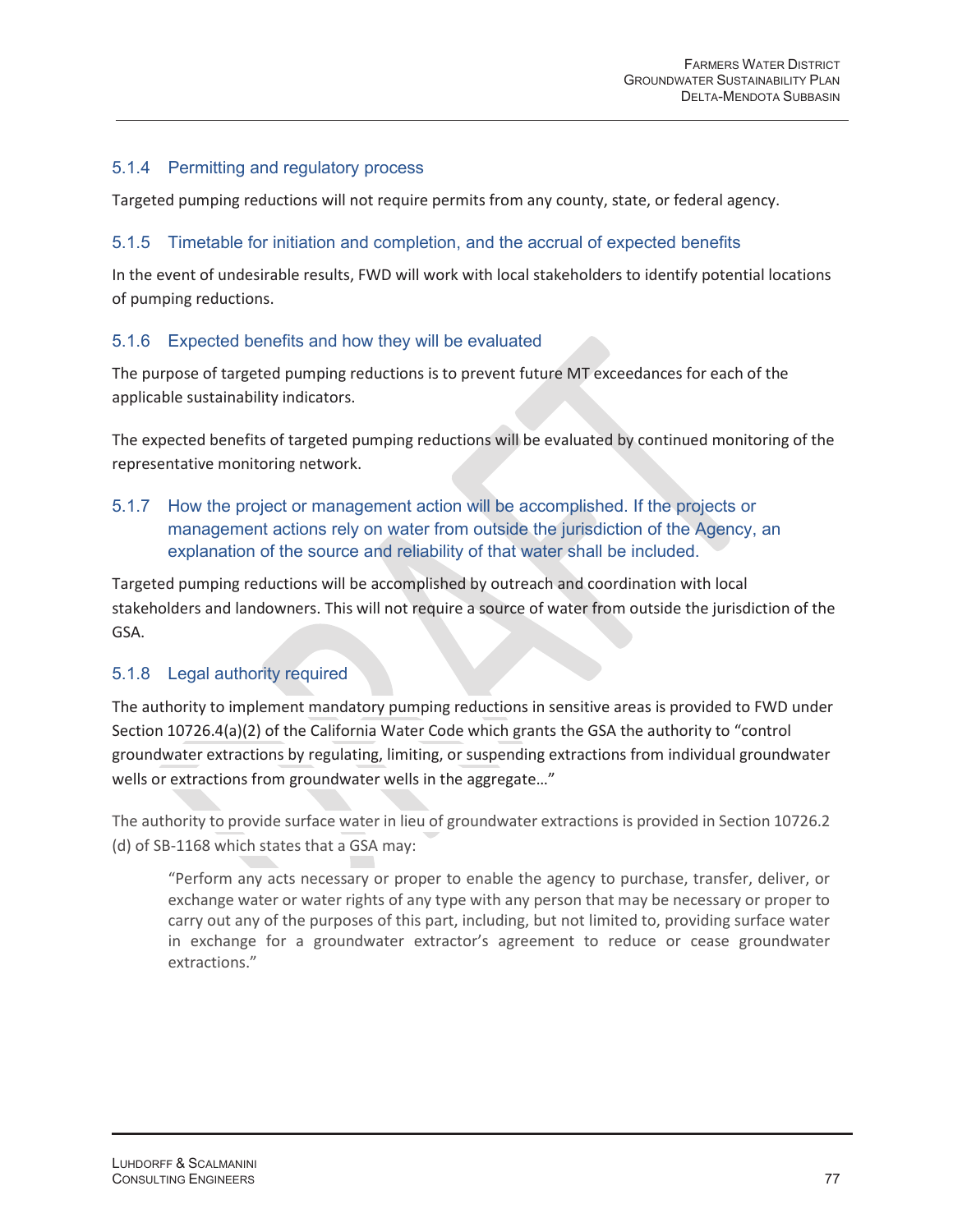### 5.1.4 Permitting and regulatory process

Targeted pumping reductions will not require permits from any county, state, or federal agency.

### 5.1.5 Timetable for initiation and completion, and the accrual of expected benefits

In the event of undesirable results, FWD will work with local stakeholders to identify potential locations of pumping reductions.

### 5.1.6 Expected benefits and how they will be evaluated

The purpose of targeted pumping reductions is to prevent future MT exceedances for each of the applicable sustainability indicators.

The expected benefits of targeted pumping reductions will be evaluated by continued monitoring of the representative monitoring network.

### 5.1.7 How the project or management action will be accomplished. If the projects or management actions rely on water from outside the jurisdiction of the Agency, an explanation of the source and reliability of that water shall be included.

Targeted pumping reductions will be accomplished by outreach and coordination with local stakeholders and landowners. This will not require a source of water from outside the jurisdiction of the GSA.

### 5.1.8 Legal authority required

The authority to implement mandatory pumping reductions in sensitive areas is provided to FWD under Section 10726.4(a)(2) of the California Water Code which grants the GSA the authority to "control groundwater extractions by regulating, limiting, or suspending extractions from individual groundwater wells or extractions from groundwater wells in the aggregate…"

The authority to provide surface water in lieu of groundwater extractions is provided in Section 10726.2 (d) of SB-1168 which states that a GSA may:

> "Perform any acts necessary or proper to enable the agency to purchase, transfer, deliver, or exchange water or water rights of any type with any person that may be necessary or proper to carry out any of the purposes of this part, including, but not limited to, providing surface water in exchange for a groundwater extractor's agreement to reduce or cease groundwater extractions."